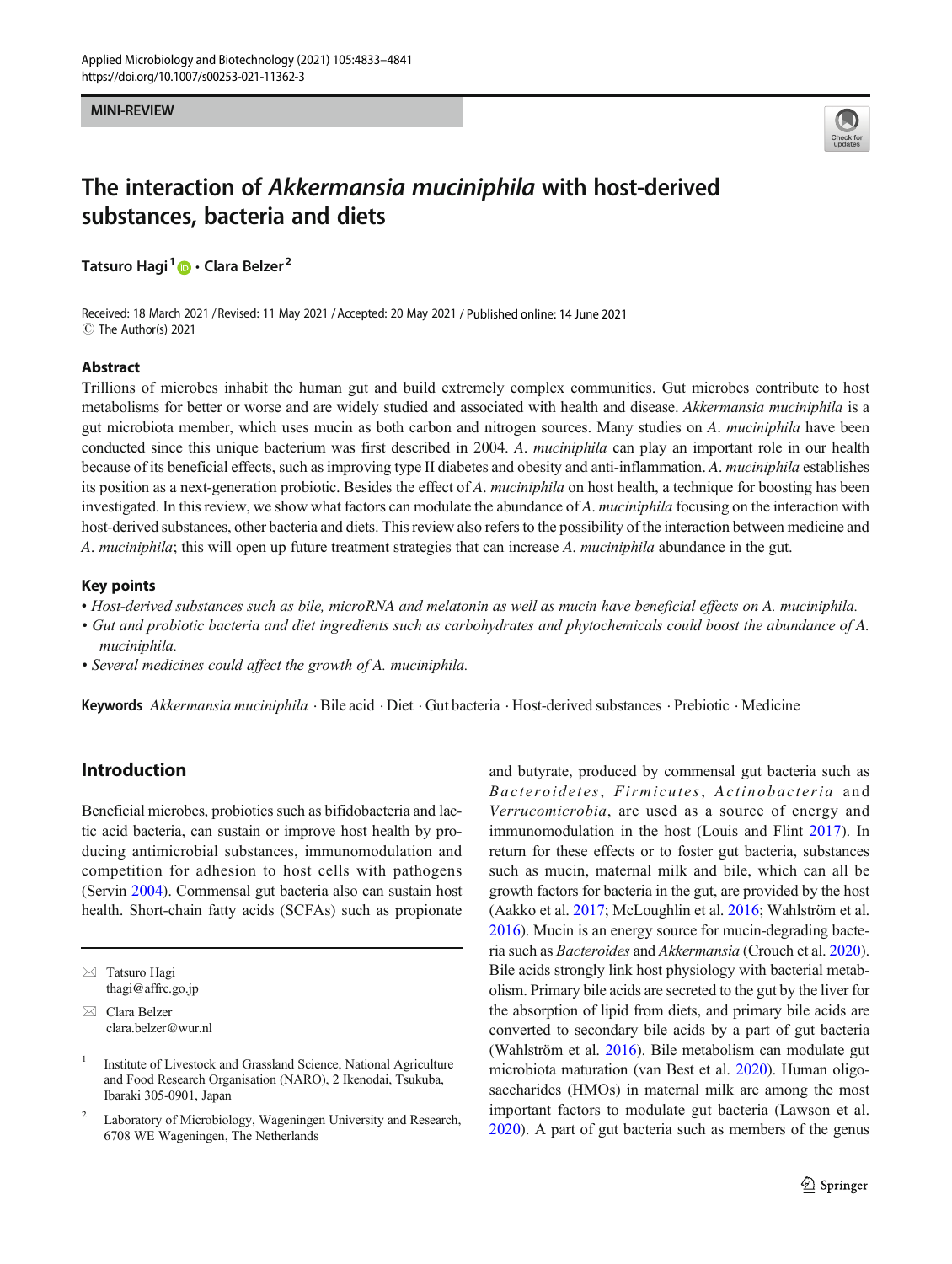MINI-REVIEW

# The interaction of *Akkermansia muciniphila* with host-derived substances, bacteria and diets

**Tatsuro Hagi**[1] · **Clara Belzer**[2]

Received: 18 March 2021 / Revised: 11 May 2021 / Accepted: 20 May 2021 / Published online: 14 June 2021
© The Author(s) 2021

## Abstract

Trillions of microbes inhabit the human gut and build extremely complex communities. Gut microbes contribute to host metabolisms for better or worse and are widely studied and associated with health and disease. *Akkermansia muciniphila* is a gut microbiota member, which uses mucin as both carbon and nitrogen sources. Many studies on *A. muciniphila* have been conducted since this unique bacterium was first described in 2004. *A. muciniphila* can play an important role in our health because of its beneficial effects, such as improving type II diabetes and obesity and anti-inflammation. *A. muciniphila* establishes its position as a next-generation probiotic. Besides the effect of *A. muciniphila* on host health, a technique for boosting has been investigated. In this review, we show what factors can modulate the abundance of *A. muciniphila* focusing on the interaction with host-derived substances, other bacteria and diets. This review also refers to the possibility of the interaction between medicine and *A. muciniphila*; this will open up future treatment strategies that can increase *A. muciniphila* abundance in the gut.

## Key points

- *Host-derived substances such as bile, microRNA and melatonin as well as mucin have beneficial effects on A. muciniphila.*
- *Gut and probiotic bacteria and diet ingredients such as carbohydrates and phytochemicals could boost the abundance of A. muciniphila.*
- *Several medicines could affect the growth of A. muciniphila.*

**Keywords** *Akkermansia muciniphila* · Bile acid · Diet · Gut bacteria · Host-derived substances · Prebiotic · Medicine

## Introduction

Beneficial microbes, probiotics such as bifidobacteria and lactic acid bacteria, can sustain or improve host health by producing antimicrobial substances, immunomodulation and competition for adhesion to host cells with pathogens (Servin 2004). Commensal gut bacteria also can sustain host health. Short-chain fatty acids (SCFAs) such as propionate and butyrate, produced by commensal gut bacteria such as *Bacteroidetes*, *Firmicutes*, *Actinobacteria* and *Verrucomicrobia*, are used as a source of energy and immunomodulation in the host (Louis and Flint 2017). In return for these effects or to foster gut bacteria, substances such as mucin, maternal milk and bile, which can all be growth factors for bacteria in the gut, are provided by the host (Aakko et al. 2017; McLoughlin et al. 2016; Wahlström et al. 2016). Mucin is an energy source for mucin-degrading bacteria such as *Bacteroides* and *Akkermansia* (Crouch et al. 2020). Bile acids strongly link host physiology with bacterial metabolism. Primary bile acids are secreted to the gut by the liver for the absorption of lipid from diets, and primary bile acids are converted to secondary bile acids by a part of gut bacteria (Wahlström et al. 2016). Bile metabolism can modulate gut microbiota maturation (van Best et al. 2020). Human oligosaccharides (HMOs) in maternal milk are among the most important factors to modulate gut bacteria (Lawson et al. 2020). A part of gut bacteria such as members of the genus

---

✉ Tatsuro Hagi
thagi@affrc.go.jp

✉ Clara Belzer
clara.belzer@wur.nl

[1] Institute of Livestock and Grassland Science, National Agriculture and Food Research Organisation (NARO), 2 Ikenodai, Tsukuba, Ibaraki 305-0901, Japan

[2] Laboratory of Microbiology, Wageningen University and Research, 6708 WE Wageningen, The Netherlands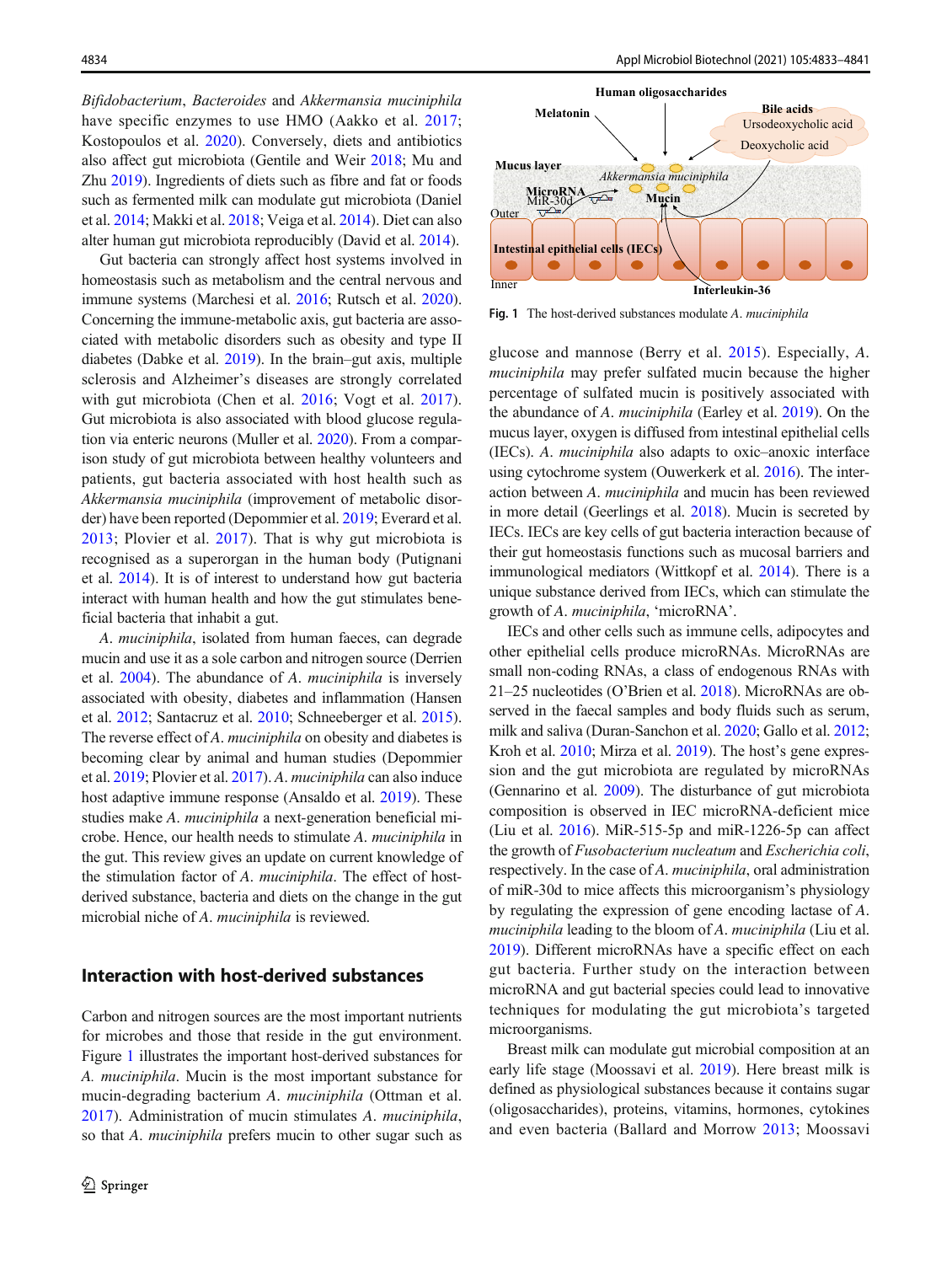*Bifidobacterium*, *Bacteroides* and *Akkermansia muciniphila* have specific enzymes to use HMO (Aakko et al. 2017; Kostopoulos et al. 2020). Conversely, diets and antibiotics also affect gut microbiota (Gentile and Weir 2018; Mu and Zhu 2019). Ingredients of diets such as fibre and fat or foods such as fermented milk can modulate gut microbiota (Daniel et al. 2014; Makki et al. 2018; Veiga et al. 2014). Diet can also alter human gut microbiota reproducibly (David et al. 2014).

Gut bacteria can strongly affect host systems involved in homeostasis such as metabolism and the central nervous and immune systems (Marchesi et al. 2016; Rutsch et al. 2020). Concerning the immune-metabolic axis, gut bacteria are associated with metabolic disorders such as obesity and type II diabetes (Dabke et al. 2019). In the brain–gut axis, multiple sclerosis and Alzheimer's diseases are strongly correlated with gut microbiota (Chen et al. 2016; Vogt et al. 2017). Gut microbiota is also associated with blood glucose regulation via enteric neurons (Muller et al. 2020). From a comparison study of gut microbiota between healthy volunteers and patients, gut bacteria associated with host health such as *Akkermansia muciniphila* (improvement of metabolic disorder) have been reported (Depommier et al. 2019; Everard et al. 2013; Plovier et al. 2017). That is why gut microbiota is recognised as a superorgan in the human body (Putignani et al. 2014). It is of interest to understand how gut bacteria interact with human health and how the gut stimulates beneficial bacteria that inhabit a gut.

*A. muciniphila*, isolated from human faeces, can degrade mucin and use it as a sole carbon and nitrogen source (Derrien et al. 2004). The abundance of *A. muciniphila* is inversely associated with obesity, diabetes and inflammation (Hansen et al. 2012; Santacruz et al. 2010; Schneeberger et al. 2015). The reverse effect of *A. muciniphila* on obesity and diabetes is becoming clear by animal and human studies (Depommier et al. 2019; Plovier et al. 2017). *A. muciniphila* can also induce host adaptive immune response (Ansaldo et al. 2019). These studies make *A. muciniphila* a next-generation beneficial microbe. Hence, our health needs to stimulate *A. muciniphila* in the gut. This review gives an update on current knowledge of the stimulation factor of *A. muciniphila*. The effect of host-derived substance, bacteria and diets on the change in the gut microbial niche of *A. muciniphila* is reviewed.

## Interaction with host-derived substances

Carbon and nitrogen sources are the most important nutrients for microbes and those that reside in the gut environment. Figure 1 illustrates the important host-derived substances for *A. muciniphila*. Mucin is the most important substance for mucin-degrading bacterium *A. muciniphila* (Ottman et al. 2017). Administration of mucin stimulates *A. muciniphila*, so that *A. muciniphila* prefers mucin to other sugar such as glucose and mannose (Berry et al. 2015). Especially, *A. muciniphila* may prefer sulfated mucin because the higher percentage of sulfated mucin is positively associated with the abundance of *A. muciniphila* (Earley et al. 2019). On the mucus layer, oxygen is diffused from intestinal epithelial cells (IECs). *A. muciniphila* also adapts to oxic–anoxic interface using cytochrome system (Ouwerkerk et al. 2016). The interaction between *A. muciniphila* and mucin has been reviewed in more detail (Geerlings et al. 2018). Mucin is secreted by IECs. IECs are key cells of gut bacteria interaction because of their gut homeostasis functions such as mucosal barriers and immunological mediators (Wittkopf et al. 2014). There is a unique substance derived from IECs, which can stimulate the growth of *A. muciniphila*, 'microRNA'.

Fig. 1 The host-derived substances modulate *A. muciniphila*

IECs and other cells such as immune cells, adipocytes and other epithelial cells produce microRNAs. MicroRNAs are small non-coding RNAs, a class of endogenous RNAs with 21–25 nucleotides (O'Brien et al. 2018). MicroRNAs are observed in the faecal samples and body fluids such as serum, milk and saliva (Duran-Sanchon et al. 2020; Gallo et al. 2012; Kroh et al. 2010; Mirza et al. 2019). The host's gene expression and the gut microbiota are regulated by microRNAs (Gennarino et al. 2009). The disturbance of gut microbiota composition is observed in IEC microRNA-deficient mice (Liu et al. 2016). MiR-515-5p and miR-1226-5p can affect the growth of *Fusobacterium nucleatum* and *Escherichia coli*, respectively. In the case of *A. muciniphila*, oral administration of miR-30d to mice affects this microorganism's physiology by regulating the expression of gene encoding lactase of *A. muciniphila* leading to the bloom of *A. muciniphila* (Liu et al. 2019). Different microRNAs have a specific effect on each gut bacteria. Further study on the interaction between microRNA and gut bacterial species could lead to innovative techniques for modulating the gut microbiota's targeted microorganisms.

Breast milk can modulate gut microbial composition at an early life stage (Moossavi et al. 2019). Here breast milk is defined as physiological substances because it contains sugar (oligosaccharides), proteins, vitamins, hormones, cytokines and even bacteria (Ballard and Morrow 2013; Moossavi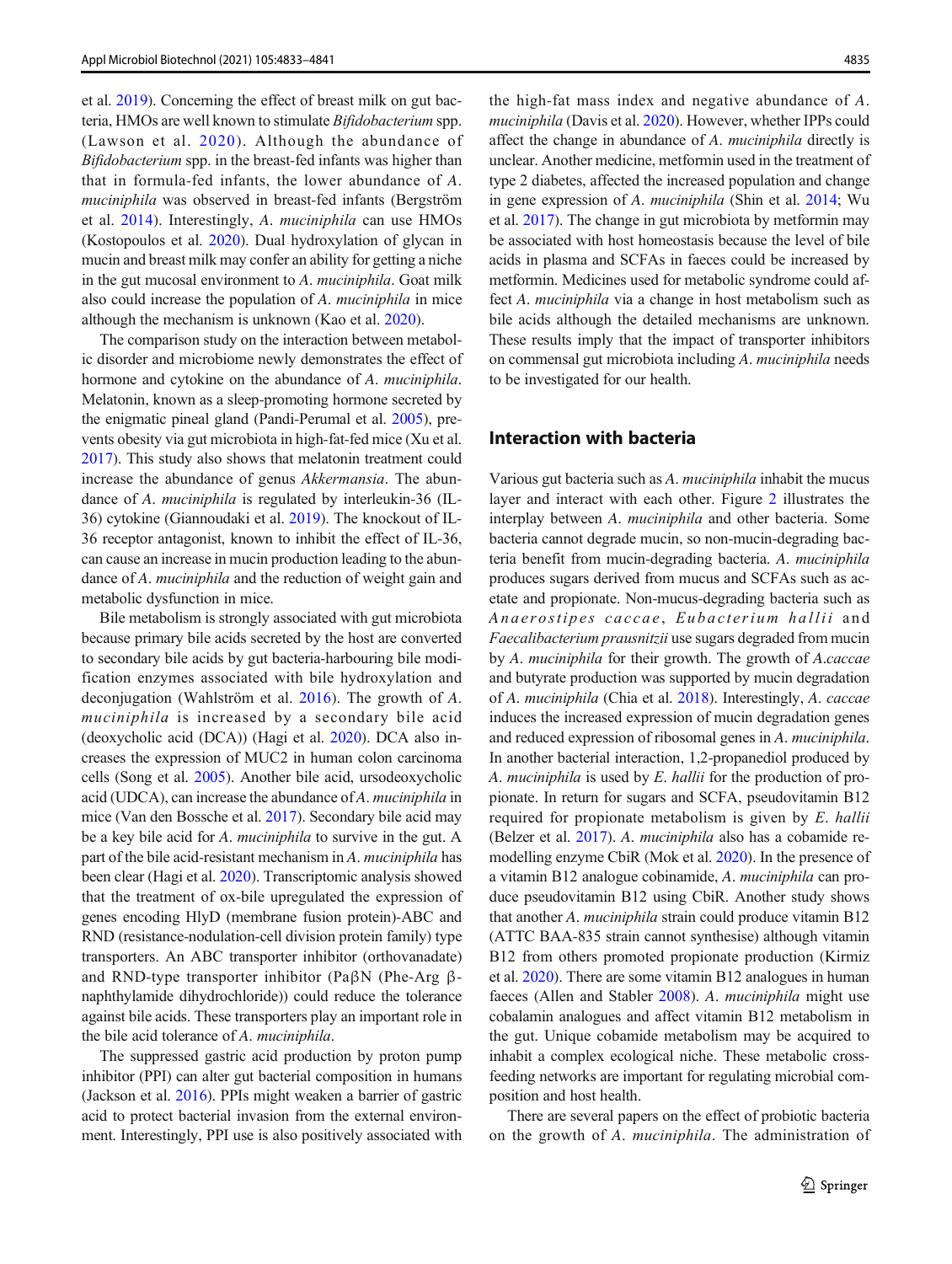et al. 2019). Concerning the effect of breast milk on gut bacteria, HMOs are well known to stimulate *Bifidobacterium* spp. (Lawson et al. 2020). Although the abundance of *Bifidobacterium* spp. in the breast-fed infants was higher than that in formula-fed infants, the lower abundance of *A. muciniphila* was observed in breast-fed infants (Bergström et al. 2014). Interestingly, *A. muciniphila* can use HMOs (Kostopoulos et al. 2020). Dual hydroxylation of glycan in mucin and breast milk may confer an ability for getting a niche in the gut mucosal environment to *A. muciniphila*. Goat milk also could increase the population of *A. muciniphila* in mice although the mechanism is unknown (Kao et al. 2020).

The comparison study on the interaction between metabolic disorder and microbiome newly demonstrates the effect of hormone and cytokine on the abundance of *A. muciniphila*. Melatonin, known as a sleep-promoting hormone secreted by the enigmatic pineal gland (Pandi-Perumal et al. 2005), prevents obesity via gut microbiota in high-fat-fed mice (Xu et al. 2017). This study also shows that melatonin treatment could increase the abundance of genus *Akkermansia*. The abundance of *A. muciniphila* is regulated by interleukin-36 (IL-36) cytokine (Giannoudaki et al. 2019). The knockout of IL-36 receptor antagonist, known to inhibit the effect of IL-36, can cause an increase in mucin production leading to the abundance of *A. muciniphila* and the reduction of weight gain and metabolic dysfunction in mice.

Bile metabolism is strongly associated with gut microbiota because primary bile acids secreted by the host are converted to secondary bile acids by gut bacteria-harbouring bile modification enzymes associated with bile hydroxylation and deconjugation (Wahlström et al. 2016). The growth of *A. muciniphila* is increased by a secondary bile acid (deoxycholic acid (DCA)) (Hagi et al. 2020). DCA also increases the expression of MUC2 in human colon carcinoma cells (Song et al. 2005). Another bile acid, ursodeoxycholic acid (UDCA), can increase the abundance of *A. muciniphila* in mice (Van den Bossche et al. 2017). Secondary bile acid may be a key bile acid for *A. muciniphila* to survive in the gut. A part of the bile acid-resistant mechanism in *A. muciniphila* has been clear (Hagi et al. 2020). Transcriptomic analysis showed that the treatment of ox-bile upregulated the expression of genes encoding HlyD (membrane fusion protein)-ABC and RND (resistance-nodulation-cell division protein family) type transporters. An ABC transporter inhibitor (orthovanadate) and RND-type transporter inhibitor (PaβN (Phe-Arg β-naphthylamide dihydrochloride)) could reduce the tolerance against bile acids. These transporters play an important role in the bile acid tolerance of *A. muciniphila*.

The suppressed gastric acid production by proton pump inhibitor (PPI) can alter gut bacterial composition in humans (Jackson et al. 2016). PPIs might weaken a barrier of gastric acid to protect bacterial invasion from the external environment. Interestingly, PPI use is also positively associated with the high-fat mass index and negative abundance of *A. muciniphila* (Davis et al. 2020). However, whether IPPs could affect the change in abundance of *A. muciniphila* directly is unclear. Another medicine, metformin used in the treatment of type 2 diabetes, affected the increased population and change in gene expression of *A. muciniphila* (Shin et al. 2014; Wu et al. 2017). The change in gut microbiota by metformin may be associated with host homeostasis because the level of bile acids in plasma and SCFAs in faeces could be increased by metformin. Medicines used for metabolic syndrome could affect *A. muciniphila* via a change in host metabolism such as bile acids although the detailed mechanisms are unknown. These results imply that the impact of transporter inhibitors on commensal gut microbiota including *A. muciniphila* needs to be investigated for our health.

## Interaction with bacteria

Various gut bacteria such as *A. muciniphila* inhabit the mucus layer and interact with each other. Figure 2 illustrates the interplay between *A. muciniphila* and other bacteria. Some bacteria cannot degrade mucin, so non-mucin-degrading bacteria benefit from mucin-degrading bacteria. *A. muciniphila* produces sugars derived from mucus and SCFAs such as acetate and propionate. Non-mucus-degrading bacteria such as *Anaerostipes caccae*, *Eubacterium hallii* and *Faecalibacterium prausnitzii* use sugars degraded from mucin by *A. muciniphila* for their growth. The growth of *A.caccae* and butyrate production was supported by mucin degradation of *A. muciniphila* (Chia et al. 2018). Interestingly, *A. caccae* induces the increased expression of mucin degradation genes and reduced expression of ribosomal genes in *A. muciniphila*. In another bacterial interaction, 1,2-propanediol produced by *A. muciniphila* is used by *E. hallii* for the production of propionate. In return for sugars and SCFA, pseudovitamin B12 required for propionate metabolism is given by *E. hallii* (Belzer et al. 2017). *A. muciniphila* also has a cobamide remodelling enzyme CbiR (Mok et al. 2020). In the presence of a vitamin B12 analogue cobinamide, *A. muciniphila* can produce pseudovitamin B12 using CbiR. Another study shows that another *A. muciniphila* strain could produce vitamin B12 (ATTC BAA-835 strain cannot synthesise) although vitamin B12 from others promoted propionate production (Kirmiz et al. 2020). There are some vitamin B12 analogues in human faeces (Allen and Stabler 2008). *A. muciniphila* might use cobalamin analogues and affect vitamin B12 metabolism in the gut. Unique cobamide metabolism may be acquired to inhabit a complex ecological niche. These metabolic cross-feeding networks are important for regulating microbial composition and host health.

There are several papers on the effect of probiotic bacteria on the growth of *A. muciniphila*. The administration of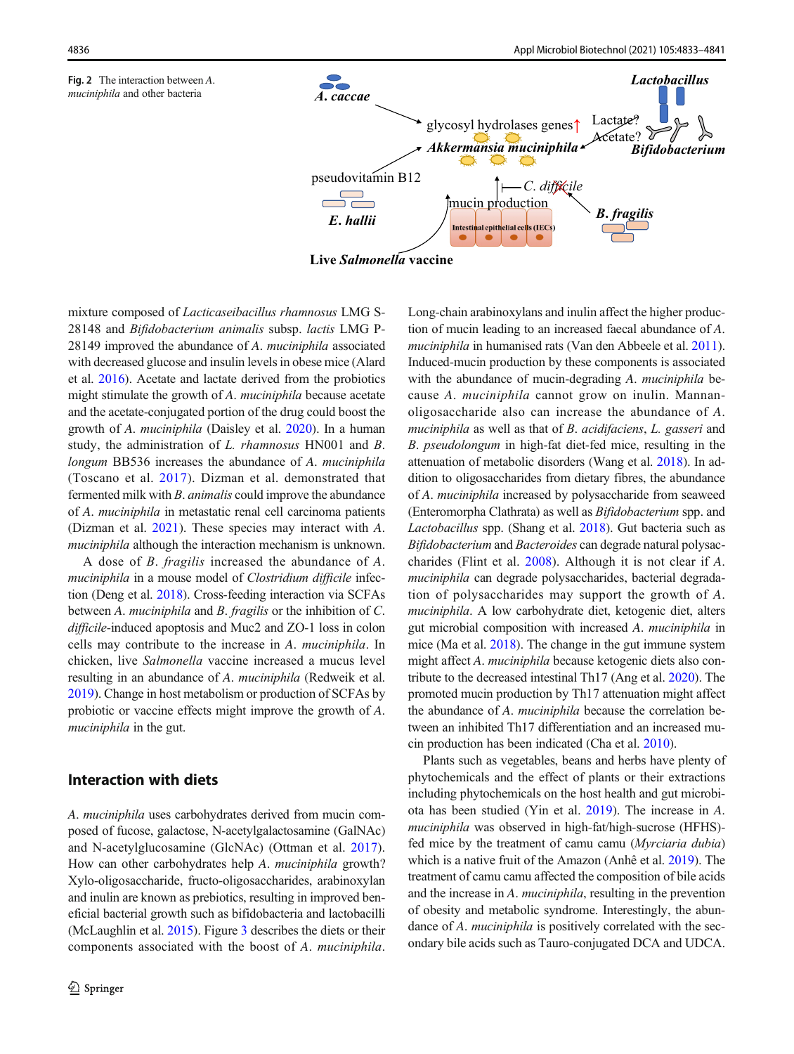Fig. 2 The interaction between *A. muciniphila* and other bacteria

mixture composed of *Lacticaseibacillus rhamnosus* LMG S-28148 and *Bifidobacterium animalis* subsp. *lactis* LMG P-28149 improved the abundance of *A. muciniphila* associated with decreased glucose and insulin levels in obese mice (Alard et al. 2016). Acetate and lactate derived from the probiotics might stimulate the growth of *A. muciniphila* because acetate and the acetate-conjugated portion of the drug could boost the growth of *A. muciniphila* (Daisley et al. 2020). In a human study, the administration of *L. rhamnosus* HN001 and *B. longum* BB536 increases the abundance of *A. muciniphila* (Toscano et al. 2017). Dizman et al. demonstrated that fermented milk with *B. animalis* could improve the abundance of *A. muciniphila* in metastatic renal cell carcinoma patients (Dizman et al. 2021). These species may interact with *A. muciniphila* although the interaction mechanism is unknown.

A dose of *B. fragilis* increased the abundance of *A. muciniphila* in a mouse model of *Clostridium difficile* infection (Deng et al. 2018). Cross-feeding interaction via SCFAs between *A. muciniphila* and *B. fragilis* or the inhibition of *C. difficile*-induced apoptosis and Muc2 and ZO-1 loss in colon cells may contribute to the increase in *A. muciniphila*. In chicken, live *Salmonella* vaccine increased a mucus level resulting in an abundance of *A. muciniphila* (Redweik et al. 2019). Change in host metabolism or production of SCFAs by probiotic or vaccine effects might improve the growth of *A. muciniphila* in the gut.

## Interaction with diets

*A. muciniphila* uses carbohydrates derived from mucin composed of fucose, galactose, N-acetylgalactosamine (GalNAc) and N-acetylglucosamine (GlcNAc) (Ottman et al. 2017). How can other carbohydrates help *A. muciniphila* growth? Xylo-oligosaccharide, fructo-oligosaccharides, arabinoxylan and inulin are known as prebiotics, resulting in improved beneficial bacterial growth such as bifidobacteria and lactobacilli (McLaughlin et al. 2015). Figure 3 describes the diets or their components associated with the boost of *A. muciniphila*. Long-chain arabinoxylans and inulin affect the higher production of mucin leading to an increased faecal abundance of *A. muciniphila* in humanised rats (Van den Abbeele et al. 2011). Induced-mucin production by these components is associated with the abundance of mucin-degrading *A. muciniphila* because *A. muciniphila* cannot grow on inulin. Mannan-oligosaccharide also can increase the abundance of *A. muciniphila* as well as that of *B. acidifaciens*, *L. gasseri* and *B. pseudolongum* in high-fat diet-fed mice, resulting in the attenuation of metabolic disorders (Wang et al. 2018). In addition to oligosaccharides from dietary fibres, the abundance of *A. muciniphila* increased by polysaccharide from seaweed (Enteromorpha Clathrata) as well as *Bifidobacterium* spp. and *Lactobacillus* spp. (Shang et al. 2018). Gut bacteria such as *Bifidobacterium* and *Bacteroides* can degrade natural polysaccharides (Flint et al. 2008). Although it is not clear if *A. muciniphila* can degrade polysaccharides, bacterial degradation of polysaccharides may support the growth of *A. muciniphila*. A low carbohydrate diet, ketogenic diet, alters gut microbial composition with increased *A. muciniphila* in mice (Ma et al. 2018). The change in the gut immune system might affect *A. muciniphila* because ketogenic diets also contribute to the decreased intestinal Th17 (Ang et al. 2020). The promoted mucin production by Th17 attenuation might affect the abundance of *A. muciniphila* because the correlation between an inhibited Th17 differentiation and an increased mucin production has been indicated (Cha et al. 2010).

Plants such as vegetables, beans and herbs have plenty of phytochemicals and the effect of plants or their extractions including phytochemicals on the host health and gut microbiota has been studied (Yin et al. 2019). The increase in *A. muciniphila* was observed in high-fat/high-sucrose (HFHS)-fed mice by the treatment of camu camu (*Myrciaria dubia*) which is a native fruit of the Amazon (Anhê et al. 2019). The treatment of camu camu affected the composition of bile acids and the increase in *A. muciniphila*, resulting in the prevention of obesity and metabolic syndrome. Interestingly, the abundance of *A. muciniphila* is positively correlated with the secondary bile acids such as Tauro-conjugated DCA and UDCA.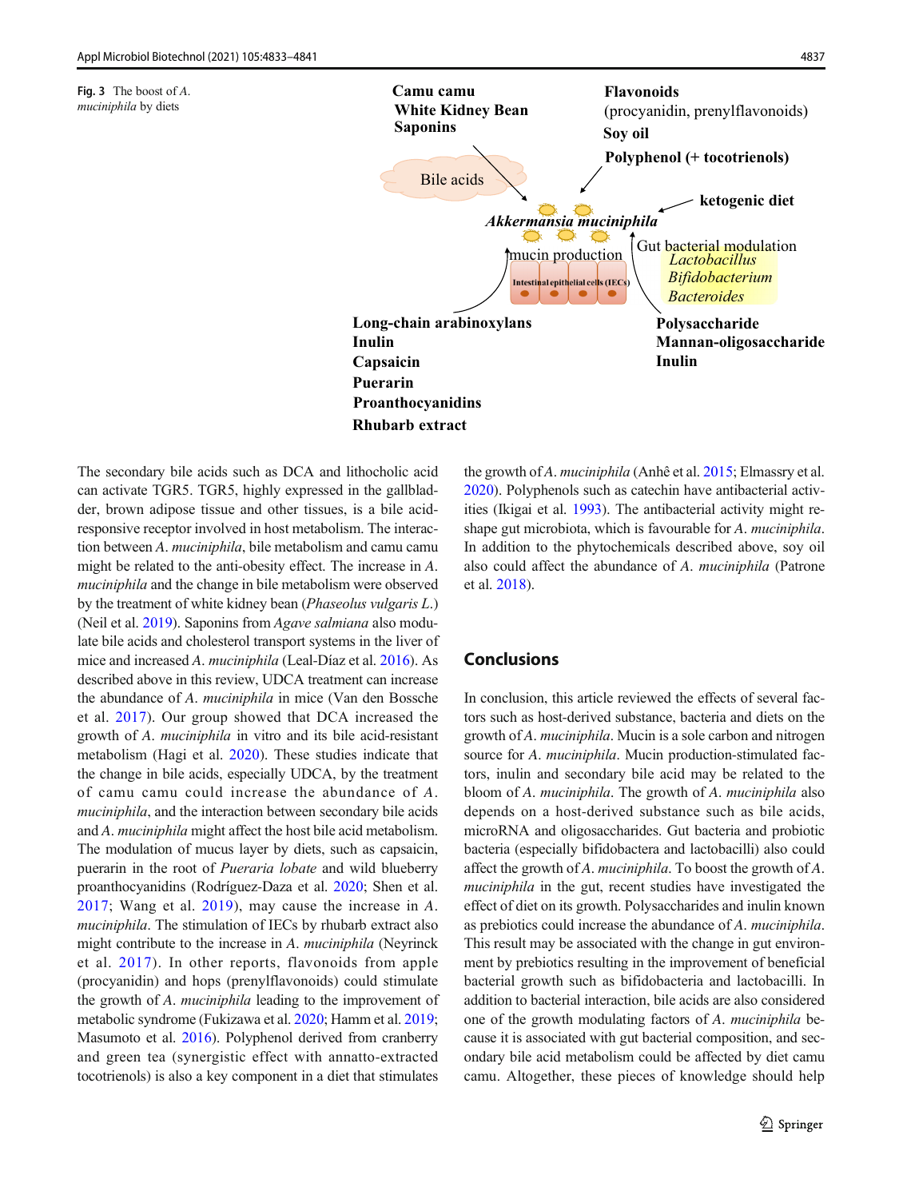**Fig. 3** The boost of *A. muciniphila* by diets

The secondary bile acids such as DCA and lithocholic acid can activate TGR5. TGR5, highly expressed in the gallbladder, brown adipose tissue and other tissues, is a bile acid-responsive receptor involved in host metabolism. The interaction between *A. muciniphila*, bile metabolism and camu camu might be related to the anti-obesity effect. The increase in *A. muciniphila* and the change in bile metabolism were observed by the treatment of white kidney bean (*Phaseolus vulgaris L.*) (Neil et al. 2019). Saponins from *Agave salmiana* also modulate bile acids and cholesterol transport systems in the liver of mice and increased *A. muciniphila* (Leal-Díaz et al. 2016). As described above in this review, UDCA treatment can increase the abundance of *A. muciniphila* in mice (Van den Bossche et al. 2017). Our group showed that DCA increased the growth of *A. muciniphila* in vitro and its bile acid-resistant metabolism (Hagi et al. 2020). These studies indicate that the change in bile acids, especially UDCA, by the treatment of camu camu could increase the abundance of *A. muciniphila*, and the interaction between secondary bile acids and *A. muciniphila* might affect the host bile acid metabolism. The modulation of mucus layer by diets, such as capsaicin, puerarin in the root of *Pueraria lobate* and wild blueberry proanthocyanidins (Rodríguez-Daza et al. 2020; Shen et al. 2017; Wang et al. 2019), may cause the increase in *A. muciniphila*. The stimulation of IECs by rhubarb extract also might contribute to the increase in *A. muciniphila* (Neyrinck et al. 2017). In other reports, flavonoids from apple (procyanidin) and hops (prenylflavonoids) could stimulate the growth of *A. muciniphila* leading to the improvement of metabolic syndrome (Fukizawa et al. 2020; Hamm et al. 2019; Masumoto et al. 2016). Polyphenol derived from cranberry and green tea (synergistic effect with annatto-extracted tocotrienols) is also a key component in a diet that stimulates the growth of *A. muciniphila* (Anhê et al. 2015; Elmassry et al. 2020). Polyphenols such as catechin have antibacterial activities (Ikigai et al. 1993). The antibacterial activity might reshape gut microbiota, which is favourable for *A. muciniphila*. In addition to the phytochemicals described above, soy oil also could affect the abundance of *A. muciniphila* (Patrone et al. 2018).

## Conclusions

In conclusion, this article reviewed the effects of several factors such as host-derived substance, bacteria and diets on the growth of *A. muciniphila*. Mucin is a sole carbon and nitrogen source for *A. muciniphila*. Mucin production-stimulated factors, inulin and secondary bile acid may be related to the bloom of *A. muciniphila*. The growth of *A. muciniphila* also depends on a host-derived substance such as bile acids, microRNA and oligosaccharides. Gut bacteria and probiotic bacteria (especially bifidobactera and lactobacilli) also could affect the growth of *A. muciniphila*. To boost the growth of *A. muciniphila* in the gut, recent studies have investigated the effect of diet on its growth. Polysaccharides and inulin known as prebiotics could increase the abundance of *A. muciniphila*. This result may be associated with the change in gut environment by prebiotics resulting in the improvement of beneficial bacterial growth such as bifidobacteria and lactobacilli. In addition to bacterial interaction, bile acids are also considered one of the growth modulating factors of *A. muciniphila* because it is associated with gut bacterial composition, and secondary bile acid metabolism could be affected by diet camu camu. Altogether, these pieces of knowledge should help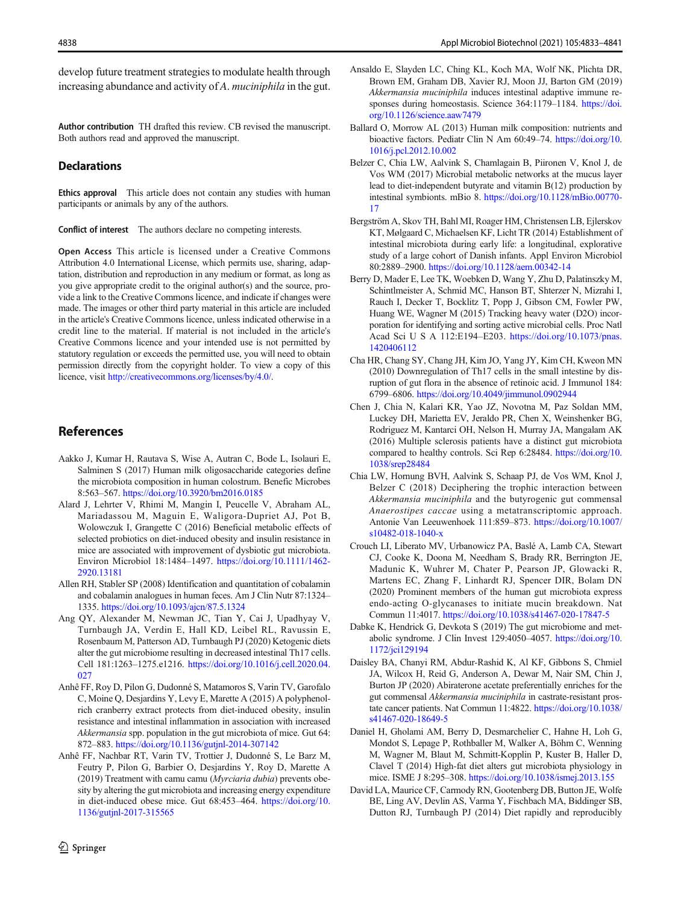develop future treatment strategies to modulate health through increasing abundance and activity of *A. muciniphila* in the gut.

**Author contribution** TH drafted this review. CB revised the manuscript. Both authors read and approved the manuscript.

## Declarations

**Ethics approval** This article does not contain any studies with human participants or animals by any of the authors.

**Conflict of interest** The authors declare no competing interests.

**Open Access** This article is licensed under a Creative Commons Attribution 4.0 International License, which permits use, sharing, adaptation, distribution and reproduction in any medium or format, as long as you give appropriate credit to the original author(s) and the source, provide a link to the Creative Commons licence, and indicate if changes were made. The images or other third party material in this article are included in the article's Creative Commons licence, unless indicated otherwise in a credit line to the material. If material is not included in the article's Creative Commons licence and your intended use is not permitted by statutory regulation or exceeds the permitted use, you will need to obtain permission directly from the copyright holder. To view a copy of this licence, visit http://creativecommons.org/licenses/by/4.0/.

## References

Aakko J, Kumar H, Rautava S, Wise A, Autran C, Bode L, Isolauri E, Salminen S (2017) Human milk oligosaccharide categories define the microbiota composition in human colostrum. Benefic Microbes 8:563–567. https://doi.org/10.3920/bm2016.0185

Alard J, Lehrter V, Rhimi M, Mangin I, Peucelle V, Abraham AL, Mariadassou M, Maguin E, Waligora-Dupriet AJ, Pot B, Wolowczuk I, Grangette C (2016) Beneficial metabolic effects of selected probiotics on diet-induced obesity and insulin resistance in mice are associated with improvement of dysbiotic gut microbiota. Environ Microbiol 18:1484–1497. https://doi.org/10.1111/1462-2920.13181

Allen RH, Stabler SP (2008) Identification and quantitation of cobalamin and cobalamin analogues in human feces. Am J Clin Nutr 87:1324–1335. https://doi.org/10.1093/ajcn/87.5.1324

Ang QY, Alexander M, Newman JC, Tian Y, Cai J, Upadhyay V, Turnbaugh JA, Verdin E, Hall KD, Leibel RL, Ravussin E, Rosenbaum M, Patterson AD, Turnbaugh PJ (2020) Ketogenic diets alter the gut microbiome resulting in decreased intestinal Th17 cells. Cell 181:1263–1275.e1216. https://doi.org/10.1016/j.cell.2020.04.027

Anhê FF, Roy D, Pilon G, Dudonné S, Matamoros S, Varin TV, Garofalo C, Moine Q, Desjardins Y, Levy E, Marette A (2015) A polyphenol-rich cranberry extract protects from diet-induced obesity, insulin resistance and intestinal inflammation in association with increased *Akkermansia* spp. population in the gut microbiota of mice. Gut 64: 872–883. https://doi.org/10.1136/gutjnl-2014-307142

Anhê FF, Nachbar RT, Varin TV, Trottier J, Dudonné S, Le Barz M, Feutry P, Pilon G, Barbier O, Desjardins Y, Roy D, Marette A (2019) Treatment with camu camu (*Myrciaria dubia*) prevents obesity by altering the gut microbiota and increasing energy expenditure in diet-induced obese mice. Gut 68:453–464. https://doi.org/10.1136/gutjnl-2017-315565

Ansaldo E, Slayden LC, Ching KL, Koch MA, Wolf NK, Plichta DR, Brown EM, Graham DB, Xavier RJ, Moon JJ, Barton GM (2019) *Akkermansia muciniphila* induces intestinal adaptive immune responses during homeostasis. Science 364:1179–1184. https://doi.org/10.1126/science.aaw7479

Ballard O, Morrow AL (2013) Human milk composition: nutrients and bioactive factors. Pediatr Clin N Am 60:49–74. https://doi.org/10.1016/j.pcl.2012.10.002

Belzer C, Chia LW, Aalvink S, Chamlagain B, Piironen V, Knol J, de Vos WM (2017) Microbial metabolic networks at the mucus layer lead to diet-independent butyrate and vitamin B(12) production by intestinal symbionts. mBio 8. https://doi.org/10.1128/mBio.00770-17

Bergström A, Skov TH, Bahl MI, Roager HM, Christensen LB, Ejlerskov KT, Mølgaard C, Michaelsen KF, Licht TR (2014) Establishment of intestinal microbiota during early life: a longitudinal, explorative study of a large cohort of Danish infants. Appl Environ Microbiol 80:2889–2900. https://doi.org/10.1128/aem.00342-14

Berry D, Mader E, Lee TK, Woebken D, Wang Y, Zhu D, Palatinszky M, Schintlmeister A, Schmid MC, Hanson BT, Shterzer N, Mizrahi I, Rauch I, Decker T, Bocklitz T, Popp J, Gibson CM, Fowler PW, Huang WE, Wagner M (2015) Tracking heavy water (D2O) incorporation for identifying and sorting active microbial cells. Proc Natl Acad Sci U S A 112:E194–E203. https://doi.org/10.1073/pnas.1420406112

Cha HR, Chang SY, Chang JH, Kim JO, Yang JY, Kim CH, Kweon MN (2010) Downregulation of Th17 cells in the small intestine by disruption of gut flora in the absence of retinoic acid. J Immunol 184: 6799–6806. https://doi.org/10.4049/jimmunol.0902944

Chen J, Chia N, Kalari KR, Yao JZ, Novotna M, Paz Soldan MM, Luckey DH, Marietta EV, Jeraldo PR, Chen X, Weinshenker BG, Rodriguez M, Kantarci OH, Nelson H, Murray JA, Mangalam AK (2016) Multiple sclerosis patients have a distinct gut microbiota compared to healthy controls. Sci Rep 6:28484. https://doi.org/10.1038/srep28484

Chia LW, Hornung BVH, Aalvink S, Schaap PJ, de Vos WM, Knol J, Belzer C (2018) Deciphering the trophic interaction between *Akkermansia muciniphila* and the butyrogenic gut commensal *Anaerostipes caccae* using a metatranscriptomic approach. Antonie Van Leeuwenhoek 111:859–873. https://doi.org/10.1007/s10482-018-1040-x

Crouch LI, Liberato MV, Urbanowicz PA, Baslé A, Lamb CA, Stewart CJ, Cooke K, Doona M, Needham S, Brady RR, Berrington JE, Madunic K, Wuhrer M, Chater P, Pearson JP, Glowacki R, Martens EC, Zhang F, Linhardt RJ, Spencer DIR, Bolam DN (2020) Prominent members of the human gut microbiota express endo-acting O-glycanases to initiate mucin breakdown. Nat Commun 11:4017. https://doi.org/10.1038/s41467-020-17847-5

Dabke K, Hendrick G, Devkota S (2019) The gut microbiome and metabolic syndrome. J Clin Invest 129:4050–4057. https://doi.org/10.1172/jci129194

Daisley BA, Chanyi RM, Abdur-Rashid K, Al KF, Gibbons S, Chmiel JA, Wilcox H, Reid G, Anderson A, Dewar M, Nair SM, Chin J, Burton JP (2020) Abiraterone acetate preferentially enriches for the gut commensal *Akkermansia muciniphila* in castrate-resistant prostate cancer patients. Nat Commun 11:4822. https://doi.org/10.1038/s41467-020-18649-5

Daniel H, Gholami AM, Berry D, Desmarchelier C, Hahne H, Loh G, Mondot S, Lepage P, Rothballer M, Walker A, Böhm C, Wenning M, Wagner M, Blaut M, Schmitt-Kopplin P, Kuster B, Haller D, Clavel T (2014) High-fat diet alters gut microbiota physiology in mice. ISME J 8:295–308. https://doi.org/10.1038/ismej.2013.155

David LA, Maurice CF, Carmody RN, Gootenberg DB, Button JE, Wolfe BE, Ling AV, Devlin AS, Varma Y, Fischbach MA, Biddinger SB, Dutton RJ, Turnbaugh PJ (2014) Diet rapidly and reproducibly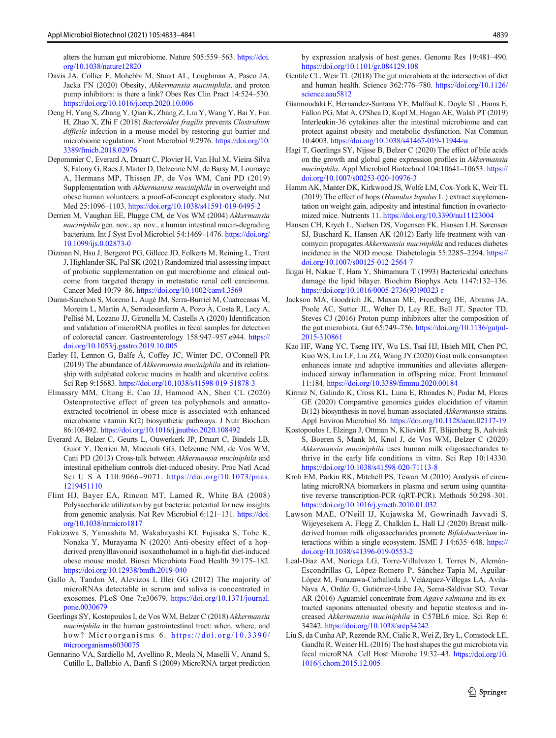alters the human gut microbiome. Nature 505:559–563. https://doi.org/10.1038/nature12820

Davis JA, Collier F, Mohebbi M, Stuart AL, Loughman A, Pasco JA, Jacka FN (2020) Obesity, *Akkermansia muciniphila*, and proton pump inhibitors: is there a link? Obes Res Clin Pract 14:524–530. https://doi.org/10.1016/j.orcp.2020.10.006

Deng H, Yang S, Zhang Y, Qian K, Zhang Z, Liu Y, Wang Y, Bai Y, Fan H, Zhao X, Zhi F (2018) *Bacteroides fragilis* prevents *Clostridium difficile* infection in a mouse model by restoring gut barrier and microbiome regulation. Front Microbiol 9:2976. https://doi.org/10.3389/fmicb.2018.02976

Depommier C, Everard A, Druart C, Plovier H, Van Hul M, Vieira-Silva S, Falony G, Raes J, Maiter D, Delzenne NM, de Barsy M, Loumaye A, Hermans MP, Thissen JP, de Vos WM, Cani PD (2019) Supplementation with *Akkermansia muciniphila* in overweight and obese human volunteers: a proof-of-concept exploratory study. Nat Med 25:1096–1103. https://doi.org/10.1038/s41591-019-0495-2

Derrien M, Vaughan EE, Plugge CM, de Vos WM (2004) *Akkermansia muciniphila* gen. nov., sp. nov., a human intestinal mucin-degrading bacterium. Int J Syst Evol Microbiol 54:1469–1476. https://doi.org/10.1099/ijs.0.02873-0

Dizman N, Hsu J, Bergerot PG, Gillece JD, Folkerts M, Reining L, Trent J, Highlander SK, Pal SK (2021) Randomized trial assessing impact of probiotic supplementation on gut microbiome and clinical outcome from targeted therapy in metastatic renal cell carcinoma. Cancer Med 10:79–86. https://doi.org/10.1002/cam4.3569

Duran-Sanchon S, Moreno L, Augé JM, Serra-Burriel M, Cuatrecasas M, Moreira L, Martín A, Serradesanferm A, Pozo À, Costa R, Lacy A, Pellisé M, Lozano JJ, Gironella M, Castells A (2020) Identification and validation of microRNA profiles in fecal samples for detection of colorectal cancer. Gastroenterology 158:947–957.e944. https://doi.org/10.1053/j.gastro.2019.10.005

Earley H, Lennon G, Balfe Á, Coffey JC, Winter DC, O'Connell PR (2019) The abundance of *Akkermansia muciniphila* and its relationship with sulphated colonic mucins in health and ulcerative colitis. Sci Rep 9:15683. https://doi.org/10.1038/s41598-019-51878-3

Elmassry MM, Chung E, Cao JJ, Hamood AN, Shen CL (2020) Osteoprotective effect of green tea polyphenols and annatto-extracted tocotrienol in obese mice is associated with enhanced microbiome vitamin K(2) biosynthetic pathways. J Nutr Biochem 86:108492. https://doi.org/10.1016/j.jnutbio.2020.108492

Everard A, Belzer C, Geurts L, Ouwerkerk JP, Druart C, Bindels LB, Guiot Y, Derrien M, Muccioli GG, Delzenne NM, de Vos WM, Cani PD (2013) Cross-talk between *Akkermansia muciniphila* and intestinal epithelium controls diet-induced obesity. Proc Natl Acad Sci U S A 110:9066–9071. https://doi.org/10.1073/pnas.1219451110

Flint HJ, Bayer EA, Rincon MT, Lamed R, White BA (2008) Polysaccharide utilization by gut bacteria: potential for new insights from genomic analysis. Nat Rev Microbiol 6:121–131. https://doi.org/10.1038/nrmicro1817

Fukizawa S, Yamashita M, Wakabayashi KI, Fujisaka S, Tobe K, Nonaka Y, Murayama N (2020) Anti-obesity effect of a hop-derived prenylflavonoid isoxanthohumol in a high-fat diet-induced obese mouse model. Biosci Microbiota Food Health 39:175–182. https://doi.org/10.12938/bmfh.2019-040

Gallo A, Tandon M, Alevizos I, Illei GG (2012) The majority of microRNAs detectable in serum and saliva is concentrated in exosomes. PLoS One 7:e30679. https://doi.org/10.1371/journal.pone.0030679

Geerlings SY, Kostopoulos I, de Vos WM, Belzer C (2018) *Akkermansia muciniphila* in the human gastrointestinal tract: when, where, and how? Microorganisms 6. https://doi.org/10.3390/microorganisms6030075

Gennarino VA, Sardiello M, Avellino R, Meola N, Maselli V, Anand S, Cutillo L, Ballabio A, Banfi S (2009) MicroRNA target prediction by expression analysis of host genes. Genome Res 19:481–490. https://doi.org/10.1101/gr.084129.108

Gentile CL, Weir TL (2018) The gut microbiota at the intersection of diet and human health. Science 362:776–780. https://doi.org/10.1126/science.aau5812

Giannoudaki E, Hernandez-Santana YE, Mulfaul K, Doyle SL, Hams E, Fallon PG, Mat A, O'Shea D, Kopf M, Hogan AE, Walsh PT (2019) Interleukin-36 cytokines alter the intestinal microbiome and can protect against obesity and metabolic dysfunction. Nat Commun 10:4003. https://doi.org/10.1038/s41467-019-11944-w

Hagi T, Geerlings SY, Nijsse B, Belzer C (2020) The effect of bile acids on the growth and global gene expression profiles in *Akkermansia muciniphila*. Appl Microbiol Biotechnol 104:10641–10653. https://doi.org/10.1007/s00253-020-10976-3

Hamm AK, Manter DK, Kirkwood JS, Wolfe LM, Cox-York K, Weir TL (2019) The effect of hops (*Humulus lupulus* L.) extract supplementation on weight gain, adiposity and intestinal function in ovariectomized mice. Nutrients 11. https://doi.org/10.3390/nu11123004

Hansen CH, Krych L, Nielsen DS, Vogensen FK, Hansen LH, Sørensen SJ, Buschard K, Hansen AK (2012) Early life treatment with vancomycin propagates *Akkermansia muciniphila* and reduces diabetes incidence in the NOD mouse. Diabetologia 55:2285–2294. https://doi.org/10.1007/s00125-012-2564-7

Ikigai H, Nakae T, Hara Y, Shimamura T (1993) Bactericidal catechins damage the lipid bilayer. Biochim Biophys Acta 1147:132–136. https://doi.org/10.1016/0005-2736(93)90323-r

Jackson MA, Goodrich JK, Maxan ME, Freedberg DE, Abrams JA, Poole AC, Sutter JL, Welter D, Ley RE, Bell JT, Spector TD, Steves CJ (2016) Proton pump inhibitors alter the composition of the gut microbiota. Gut 65:749–756. https://doi.org/10.1136/gutjnl-2015-310861

Kao HF, Wang YC, Tseng HY, Wu LS, Tsai HJ, Hsieh MH, Chen PC, Kuo WS, Liu LF, Liu ZG, Wang JY (2020) Goat milk consumption enhances innate and adaptive immunities and alleviates allergen-induced airway inflammation in offspring mice. Front Immunol 11:184. https://doi.org/10.3389/fimmu.2020.00184

Kirmiz N, Galindo K, Cross KL, Luna E, Rhoades N, Podar M, Flores GE (2020) Comparative genomics guides elucidation of vitamin B(12) biosynthesis in novel human-associated *Akkermansia* strains. Appl Environ Microbiol 86. https://doi.org/10.1128/aem.02117-19

Kostopoulos I, Elzinga J, Ottman N, Klievink JT, Blijenberg B, Aalvink S, Boeren S, Mank M, Knol J, de Vos WM, Belzer C (2020) *Akkermansia muciniphila* uses human milk oligosaccharides to thrive in the early life conditions in vitro. Sci Rep 10:14330. https://doi.org/10.1038/s41598-020-71113-8

Kroh EM, Parkin RK, Mitchell PS, Tewari M (2010) Analysis of circulating microRNA biomarkers in plasma and serum using quantitative reverse transcription-PCR (qRT-PCR). Methods 50:298–301. https://doi.org/10.1016/j.ymeth.2010.01.032

Lawson MAE, O'Neill IJ, Kujawska M, Gowrinadh Javvadi S, Wijeyesekera A, Flegg Z, Chalklen L, Hall LJ (2020) Breast milk-derived human milk oligosaccharides promote *Bifidobacterium* interactions within a single ecosystem. ISME J 14:635–648. https://doi.org/10.1038/s41396-019-0553-2

Leal-Díaz AM, Noriega LG, Torre-Villalvazo I, Torres N, Alemán-Escondrillas G, López-Romero P, Sánchez-Tapia M, Aguilar-López M, Furuzawa-Carballeda J, Velázquez-Villegas LA, Avila-Nava A, Ordáz G, Gutiérrez-Uribe JA, Serna-Saldivar SO, Tovar AR (2016) Aguamiel concentrate from *Agave salmiana* and its extracted saponins attenuated obesity and hepatic steatosis and increased *Akkermansia muciniphila* in C57BL6 mice. Sci Rep 6:34242. https://doi.org/10.1038/srep34242

Liu S, da Cunha AP, Rezende RM, Cialic R, Wei Z, Bry L, Comstock LE, Gandhi R, Weiner HL (2016) The host shapes the gut microbiota via fecal microRNA. Cell Host Microbe 19:32–43. https://doi.org/10.1016/j.chom.2015.12.005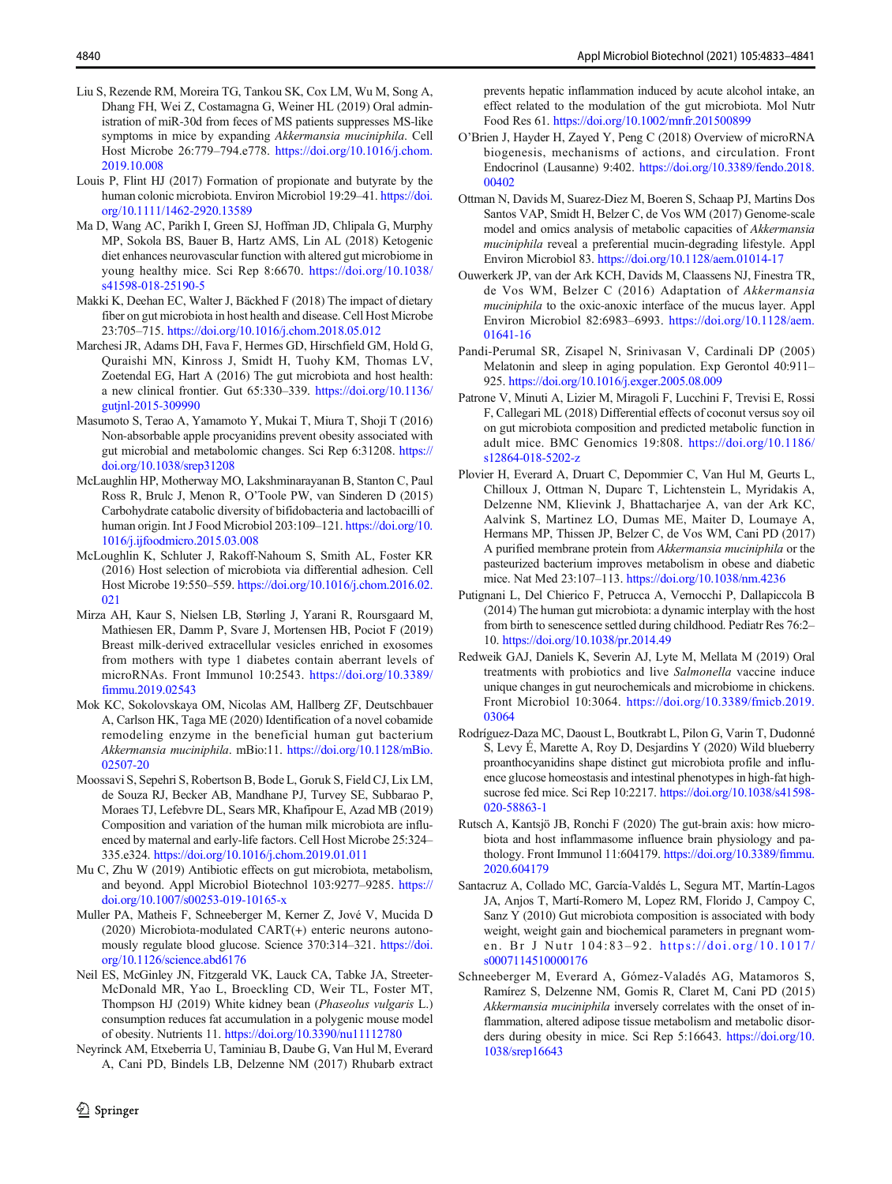Liu S, Rezende RM, Moreira TG, Tankou SK, Cox LM, Wu M, Song A, Dhang FH, Wei Z, Costamagna G, Weiner HL (2019) Oral administration of miR-30d from feces of MS patients suppresses MS-like symptoms in mice by expanding *Akkermansia muciniphila*. Cell Host Microbe 26:779–794.e778. https://doi.org/10.1016/j.chom.2019.10.008

Louis P, Flint HJ (2017) Formation of propionate and butyrate by the human colonic microbiota. Environ Microbiol 19:29–41. https://doi.org/10.1111/1462-2920.13589

Ma D, Wang AC, Parikh I, Green SJ, Hoffman JD, Chlipala G, Murphy MP, Sokola BS, Bauer B, Hartz AMS, Lin AL (2018) Ketogenic diet enhances neurovascular function with altered gut microbiome in young healthy mice. Sci Rep 8:6670. https://doi.org/10.1038/s41598-018-25190-5

Makki K, Deehan EC, Walter J, Bäckhed F (2018) The impact of dietary fiber on gut microbiota in host health and disease. Cell Host Microbe 23:705–715. https://doi.org/10.1016/j.chom.2018.05.012

Marchesi JR, Adams DH, Fava F, Hermes GD, Hirschfield GM, Hold G, Quraishi MN, Kinross J, Smidt H, Tuohy KM, Thomas LV, Zoetendal EG, Hart A (2016) The gut microbiota and host health: a new clinical frontier. Gut 65:330–339. https://doi.org/10.1136/gutjnl-2015-309990

Masumoto S, Terao A, Yamamoto Y, Mukai T, Miura T, Shoji T (2016) Non-absorbable apple procyanidins prevent obesity associated with gut microbial and metabolomic changes. Sci Rep 6:31208. https://doi.org/10.1038/srep31208

McLaughlin HP, Motherway MO, Lakshminarayanan B, Stanton C, Paul Ross R, Brulc J, Menon R, O'Toole PW, van Sinderen D (2015) Carbohydrate catabolic diversity of bifidobacteria and lactobacilli of human origin. Int J Food Microbiol 203:109–121. https://doi.org/10.1016/j.ijfoodmicro.2015.03.008

McLoughlin K, Schluter J, Rakoff-Nahoum S, Smith AL, Foster KR (2016) Host selection of microbiota via differential adhesion. Cell Host Microbe 19:550–559. https://doi.org/10.1016/j.chom.2016.02.021

Mirza AH, Kaur S, Nielsen LB, Størling J, Yarani R, Roursgaard M, Mathiesen ER, Damm P, Svare J, Mortensen HB, Pociot F (2019) Breast milk-derived extracellular vesicles enriched in exosomes from mothers with type 1 diabetes contain aberrant levels of microRNAs. Front Immunol 10:2543. https://doi.org/10.3389/fimmu.2019.02543

Mok KC, Sokolovskaya OM, Nicolas AM, Hallberg ZF, Deutschbauer A, Carlson HK, Taga ME (2020) Identification of a novel cobamide remodeling enzyme in the beneficial human gut bacterium *Akkermansia muciniphila*. mBio:11. https://doi.org/10.1128/mBio.02507-20

Moossavi S, Sepehri S, Robertson B, Bode L, Goruk S, Field CJ, Lix LM, de Souza RJ, Becker AB, Mandhane PJ, Turvey SE, Subbarao P, Moraes TJ, Lefebvre DL, Sears MR, Khafipour E, Azad MB (2019) Composition and variation of the human milk microbiota are influenced by maternal and early-life factors. Cell Host Microbe 25:324–335.e324. https://doi.org/10.1016/j.chom.2019.01.011

Mu C, Zhu W (2019) Antibiotic effects on gut microbiota, metabolism, and beyond. Appl Microbiol Biotechnol 103:9277–9285. https://doi.org/10.1007/s00253-019-10165-x

Muller PA, Matheis F, Schneeberger M, Kerner Z, Jové V, Mucida D (2020) Microbiota-modulated CART(+) enteric neurons autonomously regulate blood glucose. Science 370:314–321. https://doi.org/10.1126/science.abd6176

Neil ES, McGinley JN, Fitzgerald VK, Lauck CA, Tabke JA, Streeter-McDonald MR, Yao L, Broeckling CD, Weir TL, Foster MT, Thompson HJ (2019) White kidney bean (*Phaseolus vulgaris* L.) consumption reduces fat accumulation in a polygenic mouse model of obesity. Nutrients 11. https://doi.org/10.3390/nu11112780

Neyrinck AM, Etxeberria U, Taminiau B, Daube G, Van Hul M, Everard A, Cani PD, Bindels LB, Delzenne NM (2017) Rhubarb extract prevents hepatic inflammation induced by acute alcohol intake, an effect related to the modulation of the gut microbiota. Mol Nutr Food Res 61. https://doi.org/10.1002/mnfr.201500899

O'Brien J, Hayder H, Zayed Y, Peng C (2018) Overview of microRNA biogenesis, mechanisms of actions, and circulation. Front Endocrinol (Lausanne) 9:402. https://doi.org/10.3389/fendo.2018.00402

Ottman N, Davids M, Suarez-Diez M, Boeren S, Schaap PJ, Martins Dos Santos VAP, Smidt H, Belzer C, de Vos WM (2017) Genome-scale model and omics analysis of metabolic capacities of *Akkermansia muciniphila* reveal a preferential mucin-degrading lifestyle. Appl Environ Microbiol 83. https://doi.org/10.1128/aem.01014-17

Ouwerkerk JP, van der Ark KCH, Davids M, Claassens NJ, Finestra TR, de Vos WM, Belzer C (2016) Adaptation of *Akkermansia muciniphila* to the oxic-anoxic interface of the mucus layer. Appl Environ Microbiol 82:6983–6993. https://doi.org/10.1128/aem.01641-16

Pandi-Perumal SR, Zisapel N, Srinivasan V, Cardinali DP (2005) Melatonin and sleep in aging population. Exp Gerontol 40:911–925. https://doi.org/10.1016/j.exger.2005.08.009

Patrone V, Minuti A, Lizier M, Miragoli F, Lucchini F, Trevisi E, Rossi F, Callegari ML (2018) Differential effects of coconut versus soy oil on gut microbiota composition and predicted metabolic function in adult mice. BMC Genomics 19:808. https://doi.org/10.1186/s12864-018-5202-z

Plovier H, Everard A, Druart C, Depommier C, Van Hul M, Geurts L, Chilloux J, Ottman N, Duparc T, Lichtenstein L, Myridakis A, Delzenne NM, Klievink J, Bhattacharjee A, van der Ark KC, Aalvink S, Martinez LO, Dumas ME, Maiter D, Loumaye A, Hermans MP, Thissen JP, Belzer C, de Vos WM, Cani PD (2017) A purified membrane protein from *Akkermansia muciniphila* or the pasteurized bacterium improves metabolism in obese and diabetic mice. Nat Med 23:107–113. https://doi.org/10.1038/nm.4236

Putignani L, Del Chierico F, Petrucca A, Vernocchi P, Dallapiccola B (2014) The human gut microbiota: a dynamic interplay with the host from birth to senescence settled during childhood. Pediatr Res 76:2–10. https://doi.org/10.1038/pr.2014.49

Redweik GAJ, Daniels K, Severin AJ, Lyte M, Mellata M (2019) Oral treatments with probiotics and live *Salmonella* vaccine induce unique changes in gut neurochemicals and microbiome in chickens. Front Microbiol 10:3064. https://doi.org/10.3389/fmicb.2019.03064

Rodríguez-Daza MC, Daoust L, Boutkrabt L, Pilon G, Varin T, Dudonné S, Levy É, Marette A, Roy D, Desjardins Y (2020) Wild blueberry proanthocyanidins shape distinct gut microbiota profile and influence glucose homeostasis and intestinal phenotypes in high-fat high-sucrose fed mice. Sci Rep 10:2217. https://doi.org/10.1038/s41598-020-58863-1

Rutsch A, Kantsjö JB, Ronchi F (2020) The gut-brain axis: how microbiota and host inflammasome influence brain physiology and pathology. Front Immunol 11:604179. https://doi.org/10.3389/fimmu.2020.604179

Santacruz A, Collado MC, García-Valdés L, Segura MT, Martín-Lagos JA, Anjos T, Martí-Romero M, Lopez RM, Florido J, Campoy C, Sanz Y (2010) Gut microbiota composition is associated with body weight, weight gain and biochemical parameters in pregnant women. Br J Nutr 104:83–92. https://doi.org/10.1017/s0007114510000176

Schneeberger M, Everard A, Gómez-Valadés AG, Matamoros S, Ramírez S, Delzenne NM, Gomis R, Claret M, Cani PD (2015) *Akkermansia muciniphila* inversely correlates with the onset of inflammation, altered adipose tissue metabolism and metabolic disorders during obesity in mice. Sci Rep 5:16643. https://doi.org/10.1038/srep16643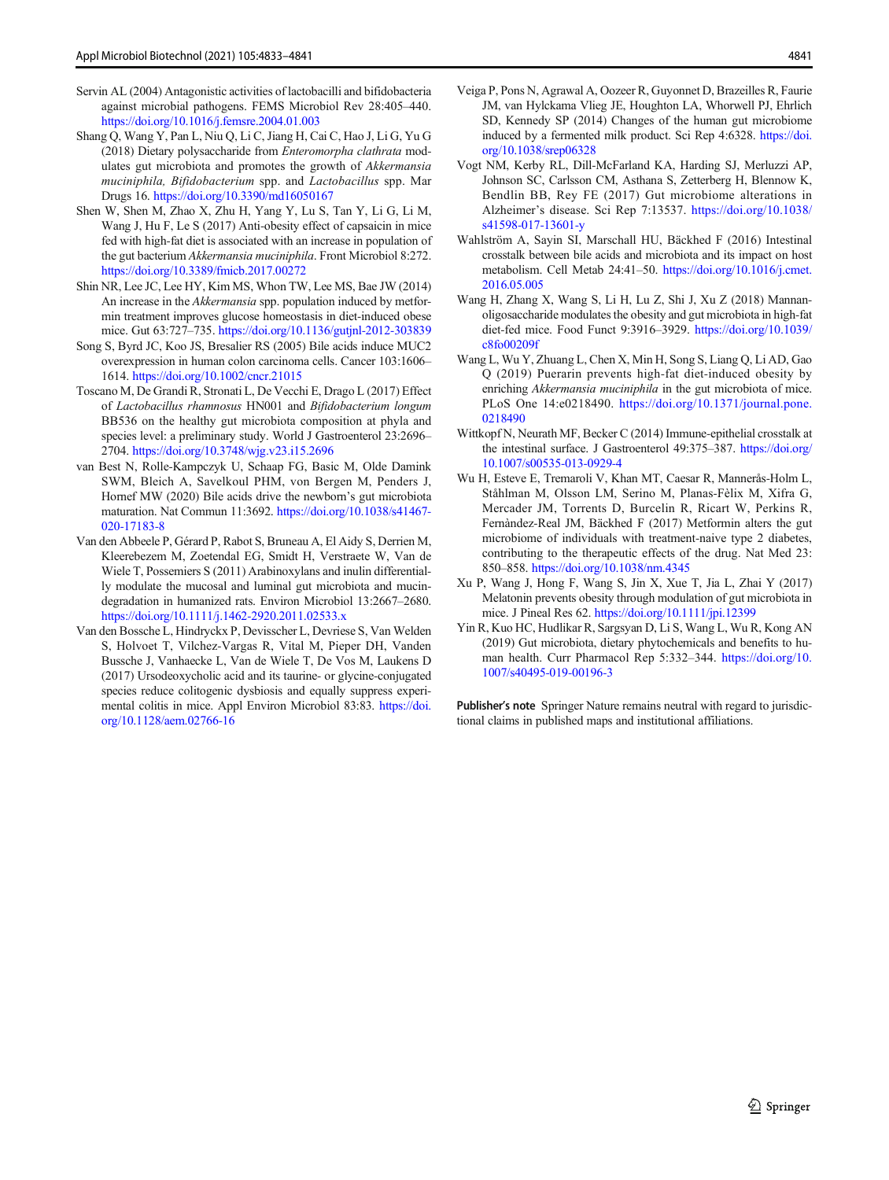Servin AL (2004) Antagonistic activities of lactobacilli and bifidobacteria against microbial pathogens. FEMS Microbiol Rev 28:405–440. https://doi.org/10.1016/j.femsre.2004.01.003

Shang Q, Wang Y, Pan L, Niu Q, Li C, Jiang H, Cai C, Hao J, Li G, Yu G (2018) Dietary polysaccharide from *Enteromorpha clathrata* modulates gut microbiota and promotes the growth of *Akkermansia muciniphila, Bifidobacterium* spp. and *Lactobacillus* spp. Mar Drugs 16. https://doi.org/10.3390/md16050167

Shen W, Shen M, Zhao X, Zhu H, Yang Y, Lu S, Tan Y, Li G, Li M, Wang J, Hu F, Le S (2017) Anti-obesity effect of capsaicin in mice fed with high-fat diet is associated with an increase in population of the gut bacterium *Akkermansia muciniphila*. Front Microbiol 8:272. https://doi.org/10.3389/fmicb.2017.00272

Shin NR, Lee JC, Lee HY, Kim MS, Whon TW, Lee MS, Bae JW (2014) An increase in the *Akkermansia* spp. population induced by metformin treatment improves glucose homeostasis in diet-induced obese mice. Gut 63:727–735. https://doi.org/10.1136/gutjnl-2012-303839

Song S, Byrd JC, Koo JS, Bresalier RS (2005) Bile acids induce MUC2 overexpression in human colon carcinoma cells. Cancer 103:1606–1614. https://doi.org/10.1002/cncr.21015

Toscano M, De Grandi R, Stronati L, De Vecchi E, Drago L (2017) Effect of *Lactobacillus rhamnosus* HN001 and *Bifidobacterium longum* BB536 on the healthy gut microbiota composition at phyla and species level: a preliminary study. World J Gastroenterol 23:2696–2704. https://doi.org/10.3748/wjg.v23.i15.2696

van Best N, Rolle-Kampczyk U, Schaap FG, Basic M, Olde Damink SWM, Bleich A, Savelkoul PHM, von Bergen M, Penders J, Hornef MW (2020) Bile acids drive the newborn's gut microbiota maturation. Nat Commun 11:3692. https://doi.org/10.1038/s41467-020-17183-8

Van den Abbeele P, Gérard P, Rabot S, Bruneau A, El Aidy S, Derrien M, Kleerebezem M, Zoetendal EG, Smidt H, Verstraete W, Van de Wiele T, Possemiers S (2011) Arabinoxylans and inulin differentially modulate the mucosal and luminal gut microbiota and mucin-degradation in humanized rats. Environ Microbiol 13:2667–2680. https://doi.org/10.1111/j.1462-2920.2011.02533.x

Van den Bossche L, Hindryckx P, Devisscher L, Devriese S, Van Welden S, Holvoet T, Vilchez-Vargas R, Vital M, Pieper DH, Vanden Bussche J, Vanhaecke L, Van de Wiele T, De Vos M, Laukens D (2017) Ursodeoxycholic acid and its taurine- or glycine-conjugated species reduce colitogenic dysbiosis and equally suppress experimental colitis in mice. Appl Environ Microbiol 83:83. https://doi.org/10.1128/aem.02766-16

Veiga P, Pons N, Agrawal A, Oozeer R, Guyonnet D, Brazeilles R, Faurie JM, van Hylckama Vlieg JE, Houghton LA, Whorwell PJ, Ehrlich SD, Kennedy SP (2014) Changes of the human gut microbiome induced by a fermented milk product. Sci Rep 4:6328. https://doi.org/10.1038/srep06328

Vogt NM, Kerby RL, Dill-McFarland KA, Harding SJ, Merluzzi AP, Johnson SC, Carlsson CM, Asthana S, Zetterberg H, Blennow K, Bendlin BB, Rey FE (2017) Gut microbiome alterations in Alzheimer's disease. Sci Rep 7:13537. https://doi.org/10.1038/s41598-017-13601-y

Wahlström A, Sayin SI, Marschall HU, Bäckhed F (2016) Intestinal crosstalk between bile acids and microbiota and its impact on host metabolism. Cell Metab 24:41–50. https://doi.org/10.1016/j.cmet.2016.05.005

Wang H, Zhang X, Wang S, Li H, Lu Z, Shi J, Xu Z (2018) Mannan-oligosaccharide modulates the obesity and gut microbiota in high-fat diet-fed mice. Food Funct 9:3916–3929. https://doi.org/10.1039/c8fo00209f

Wang L, Wu Y, Zhuang L, Chen X, Min H, Song S, Liang Q, Li AD, Gao Q (2019) Puerarin prevents high-fat diet-induced obesity by enriching *Akkermansia muciniphila* in the gut microbiota of mice. PLoS One 14:e0218490. https://doi.org/10.1371/journal.pone.0218490

Wittkopf N, Neurath MF, Becker C (2014) Immune-epithelial crosstalk at the intestinal surface. J Gastroenterol 49:375–387. https://doi.org/10.1007/s00535-013-0929-4

Wu H, Esteve E, Tremaroli V, Khan MT, Caesar R, Mannerås-Holm L, Ståhlman M, Olsson LM, Serino M, Planas-Fèlix M, Xifra G, Mercader JM, Torrents D, Burcelin R, Ricart W, Perkins R, Fernàndez-Real JM, Bäckhed F (2017) Metformin alters the gut microbiome of individuals with treatment-naive type 2 diabetes, contributing to the therapeutic effects of the drug. Nat Med 23:850–858. https://doi.org/10.1038/nm.4345

Xu P, Wang J, Hong F, Wang S, Jin X, Xue T, Jia L, Zhai Y (2017) Melatonin prevents obesity through modulation of gut microbiota in mice. J Pineal Res 62. https://doi.org/10.1111/jpi.12399

Yin R, Kuo HC, Hudlikar R, Sargsyan D, Li S, Wang L, Wu R, Kong AN (2019) Gut microbiota, dietary phytochemicals and benefits to human health. Curr Pharmacol Rep 5:332–344. https://doi.org/10.1007/s40495-019-00196-3

**Publisher's note** Springer Nature remains neutral with regard to jurisdictional claims in published maps and institutional affiliations.